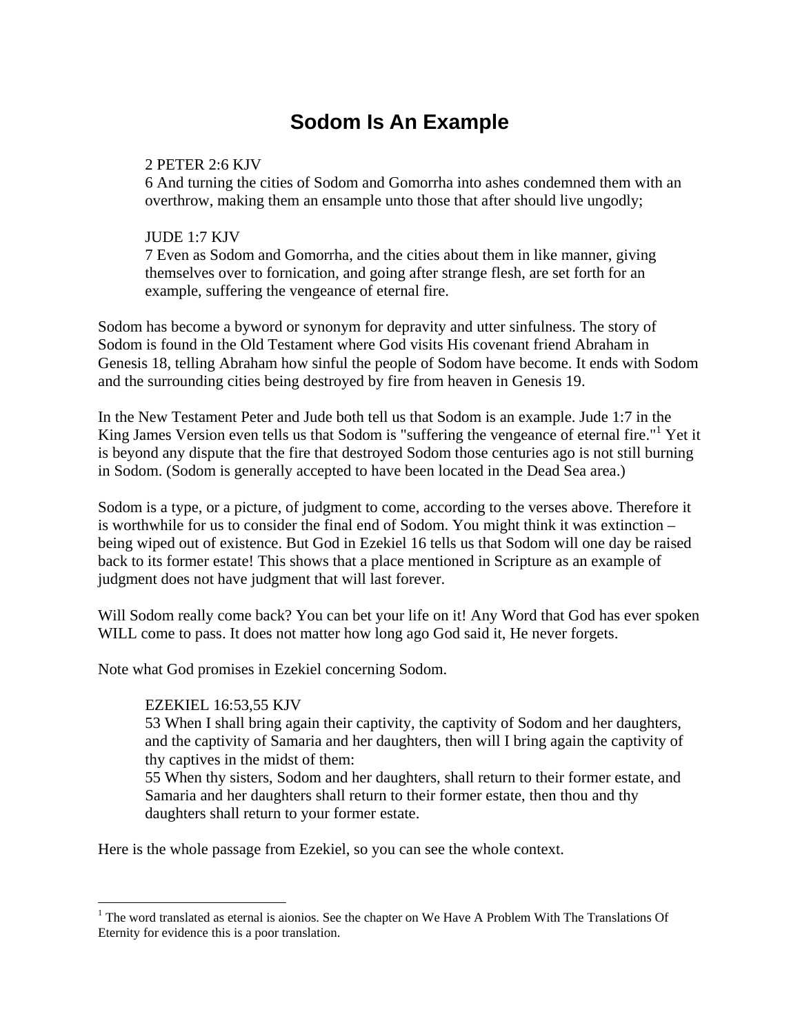# Sodom Is An Example

> 2 PETER 2:6 KJV
> 6 And turning the cities of Sodom and Gomorrha into ashes condemned them with an overthrow, making them an ensample unto those that after should live ungodly;
>
> JUDE 1:7 KJV
> 7 Even as Sodom and Gomorrha, and the cities about them in like manner, giving themselves over to fornication, and going after strange flesh, are set forth for an example, suffering the vengeance of eternal fire.

Sodom has become a byword or synonym for depravity and utter sinfulness. The story of Sodom is found in the Old Testament where God visits His covenant friend Abraham in Genesis 18, telling Abraham how sinful the people of Sodom have become. It ends with Sodom and the surrounding cities being destroyed by fire from heaven in Genesis 19.

In the New Testament Peter and Jude both tell us that Sodom is an example. Jude 1:7 in the King James Version even tells us that Sodom is "suffering the vengeance of eternal fire."[1] Yet it is beyond any dispute that the fire that destroyed Sodom those centuries ago is not still burning in Sodom. (Sodom is generally accepted to have been located in the Dead Sea area.)

Sodom is a type, or a picture, of judgment to come, according to the verses above. Therefore it is worthwhile for us to consider the final end of Sodom. You might think it was extinction – being wiped out of existence. But God in Ezekiel 16 tells us that Sodom will one day be raised back to its former estate! This shows that a place mentioned in Scripture as an example of judgment does not have judgment that will last forever.

Will Sodom really come back? You can bet your life on it! Any Word that God has ever spoken WILL come to pass. It does not matter how long ago God said it, He never forgets.

Note what God promises in Ezekiel concerning Sodom.

> EZEKIEL 16:53,55 KJV
> 53 When I shall bring again their captivity, the captivity of Sodom and her daughters, and the captivity of Samaria and her daughters, then will I bring again the captivity of thy captives in the midst of them:
> 55 When thy sisters, Sodom and her daughters, shall return to their former estate, and Samaria and her daughters shall return to their former estate, then thou and thy daughters shall return to your former estate.

Here is the whole passage from Ezekiel, so you can see the whole context.

---

[1] The word translated as eternal is aionios. See the chapter on We Have A Problem With The Translations Of Eternity for evidence this is a poor translation.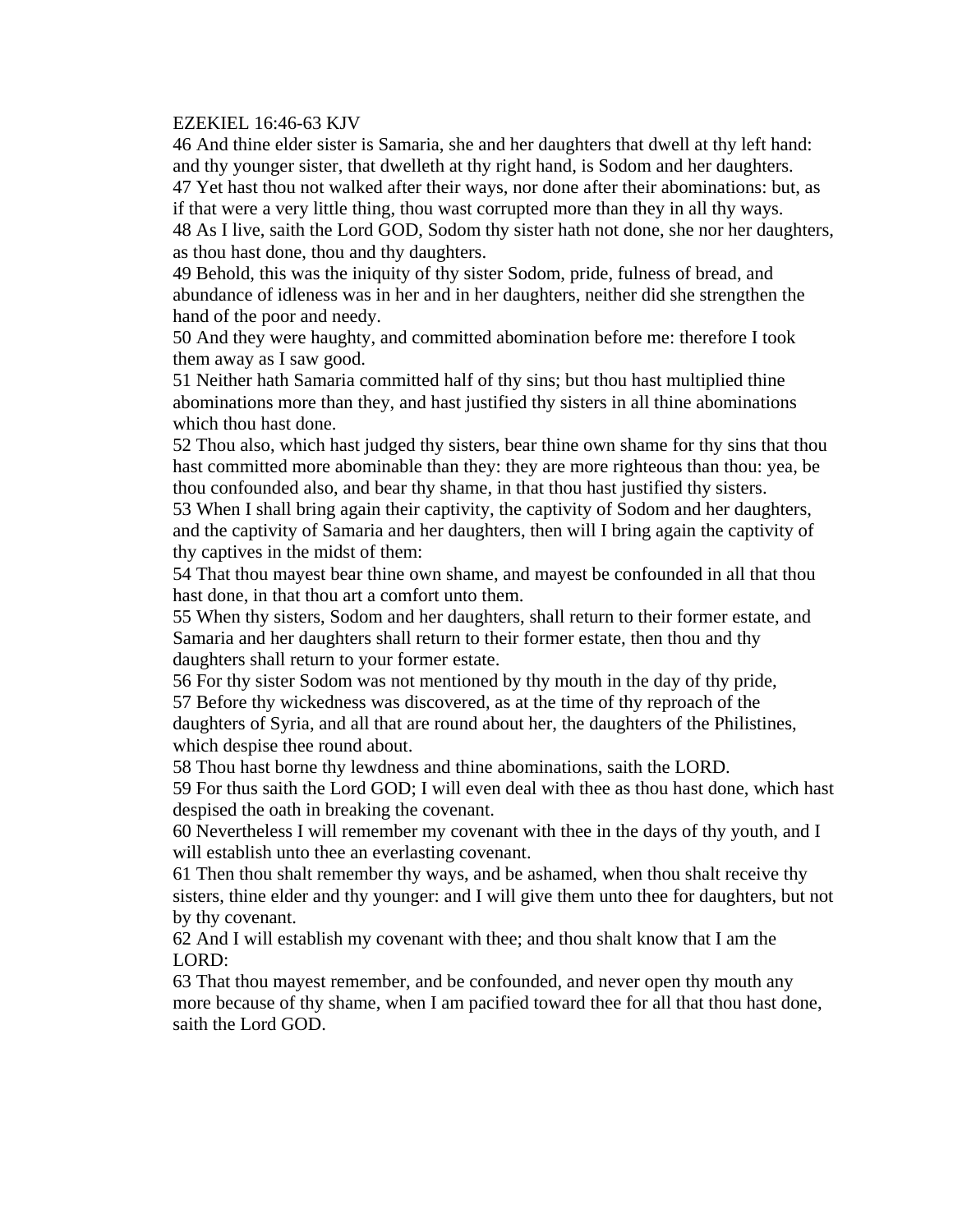EZEKIEL 16:46-63 KJV

46 And thine elder sister is Samaria, she and her daughters that dwell at thy left hand: and thy younger sister, that dwelleth at thy right hand, is Sodom and her daughters.
47 Yet hast thou not walked after their ways, nor done after their abominations: but, as if that were a very little thing, thou wast corrupted more than they in all thy ways.
48 As I live, saith the Lord GOD, Sodom thy sister hath not done, she nor her daughters, as thou hast done, thou and thy daughters.
49 Behold, this was the iniquity of thy sister Sodom, pride, fulness of bread, and abundance of idleness was in her and in her daughters, neither did she strengthen the hand of the poor and needy.
50 And they were haughty, and committed abomination before me: therefore I took them away as I saw good.
51 Neither hath Samaria committed half of thy sins; but thou hast multiplied thine abominations more than they, and hast justified thy sisters in all thine abominations which thou hast done.
52 Thou also, which hast judged thy sisters, bear thine own shame for thy sins that thou hast committed more abominable than they: they are more righteous than thou: yea, be thou confounded also, and bear thy shame, in that thou hast justified thy sisters.
53 When I shall bring again their captivity, the captivity of Sodom and her daughters, and the captivity of Samaria and her daughters, then will I bring again the captivity of thy captives in the midst of them:
54 That thou mayest bear thine own shame, and mayest be confounded in all that thou hast done, in that thou art a comfort unto them.
55 When thy sisters, Sodom and her daughters, shall return to their former estate, and Samaria and her daughters shall return to their former estate, then thou and thy daughters shall return to your former estate.
56 For thy sister Sodom was not mentioned by thy mouth in the day of thy pride,
57 Before thy wickedness was discovered, as at the time of thy reproach of the daughters of Syria, and all that are round about her, the daughters of the Philistines, which despise thee round about.
58 Thou hast borne thy lewdness and thine abominations, saith the LORD.
59 For thus saith the Lord GOD; I will even deal with thee as thou hast done, which hast despised the oath in breaking the covenant.
60 Nevertheless I will remember my covenant with thee in the days of thy youth, and I will establish unto thee an everlasting covenant.
61 Then thou shalt remember thy ways, and be ashamed, when thou shalt receive thy sisters, thine elder and thy younger: and I will give them unto thee for daughters, but not by thy covenant.
62 And I will establish my covenant with thee; and thou shalt know that I am the LORD:
63 That thou mayest remember, and be confounded, and never open thy mouth any more because of thy shame, when I am pacified toward thee for all that thou hast done, saith the Lord GOD.